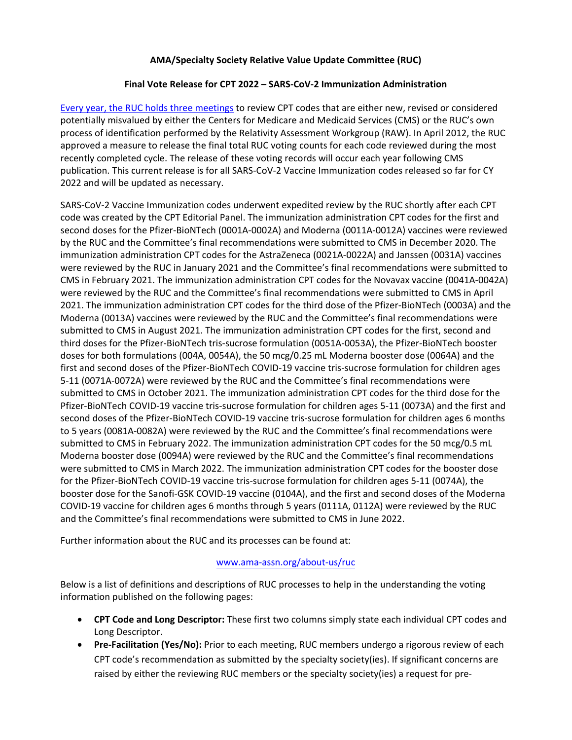**AMA/Specialty Society Relative Value Update Committee (RUC)**

**Final Vote Release for CPT 2022 – SARS-CoV-2 Immunization Administration**

[Every year, the RUC holds three meetings](https://www.ama-assn.org/about-us/ruc) to review CPT codes that are either new, revised or considered potentially misvalued by either the Centers for Medicare and Medicaid Services (CMS) or the RUC's own process of identification performed by the Relativity Assessment Workgroup (RAW). In April 2012, the RUC approved a measure to release the final total RUC voting counts for each code reviewed during the most recently completed cycle. The release of these voting records will occur each year following CMS publication. This current release is for all SARS-CoV-2 Vaccine Immunization codes released so far for CY 2022 and will be updated as necessary.

SARS-CoV-2 Vaccine Immunization codes underwent expedited review by the RUC shortly after each CPT code was created by the CPT Editorial Panel. The immunization administration CPT codes for the first and second doses for the Pfizer-BioNTech (0001A-0002A) and Moderna (0011A-0012A) vaccines were reviewed by the RUC and the Committee's final recommendations were submitted to CMS in December 2020. The immunization administration CPT codes for the AstraZeneca (0021A-0022A) and Janssen (0031A) vaccines were reviewed by the RUC in January 2021 and the Committee's final recommendations were submitted to CMS in February 2021. The immunization administration CPT codes for the Novavax vaccine (0041A-0042A) were reviewed by the RUC and the Committee's final recommendations were submitted to CMS in April 2021. The immunization administration CPT codes for the third dose of the Pfizer-BioNTech (0003A) and the Moderna (0013A) vaccines were reviewed by the RUC and the Committee's final recommendations were submitted to CMS in August 2021. The immunization administration CPT codes for the first, second and third doses for the Pfizer-BioNTech tris-sucrose formulation (0051A-0053A), the Pfizer-BioNTech booster doses for both formulations (004A, 0054A), the 50 mcg/0.25 mL Moderna booster dose (0064A) and the first and second doses of the Pfizer-BioNTech COVID-19 vaccine tris-sucrose formulation for children ages 5-11 (0071A-0072A) were reviewed by the RUC and the Committee's final recommendations were submitted to CMS in October 2021. The immunization administration CPT codes for the third dose for the Pfizer-BioNTech COVID-19 vaccine tris-sucrose formulation for children ages 5-11 (0073A) and the first and second doses of the Pfizer-BioNTech COVID-19 vaccine tris-sucrose formulation for children ages 6 months to 5 years (0081A-0082A) were reviewed by the RUC and the Committee's final recommendations were submitted to CMS in February 2022. The immunization administration CPT codes for the 50 mcg/0.5 mL Moderna booster dose (0094A) were reviewed by the RUC and the Committee's final recommendations were submitted to CMS in March 2022. The immunization administration CPT codes for the booster dose for the Pfizer-BioNTech COVID-19 vaccine tris-sucrose formulation for children ages 5-11 (0074A), the booster dose for the Sanofi-GSK COVID-19 vaccine (0104A), and the first and second doses of the Moderna COVID-19 vaccine for children ages 6 months through 5 years (0111A, 0112A) were reviewed by the RUC and the Committee's final recommendations were submitted to CMS in June 2022.

Further information about the RUC and its processes can be found at:

[www.ama-assn.org/about-us/ruc](http://www.ama-assn.org/about-us/ruc)

Below is a list of definitions and descriptions of RUC processes to help in the understanding the voting information published on the following pages:

- **CPT Code and Long Descriptor:** These first two columns simply state each individual CPT codes and Long Descriptor.
- **Pre-Facilitation (Yes/No):** Prior to each meeting, RUC members undergo a rigorous review of each CPT code's recommendation as submitted by the specialty society(ies). If significant concerns are raised by either the reviewing RUC members or the specialty society(ies) a request for pre-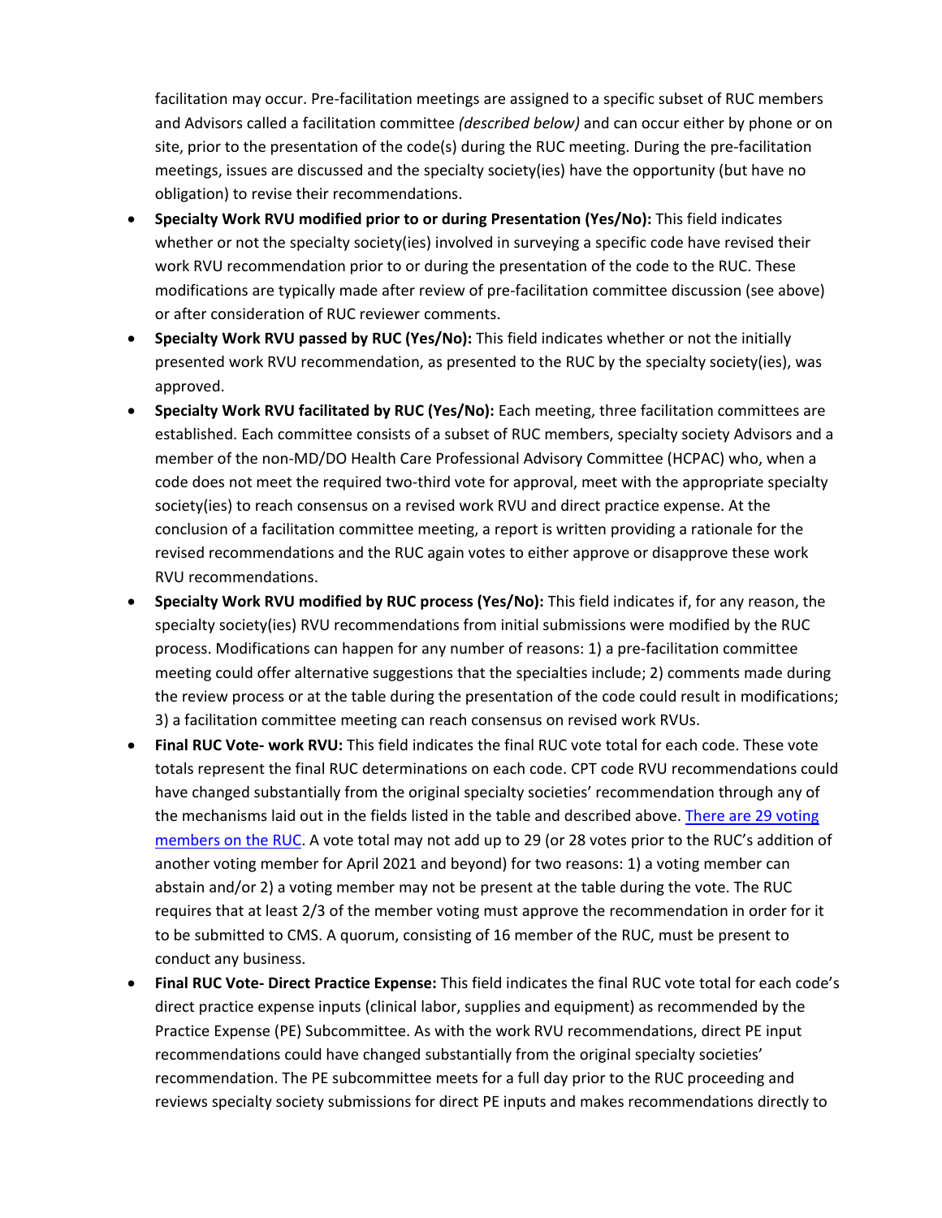facilitation may occur. Pre-facilitation meetings are assigned to a specific subset of RUC members and Advisors called a facilitation committee *(described below)* and can occur either by phone or on site, prior to the presentation of the code(s) during the RUC meeting. During the pre-facilitation meetings, issues are discussed and the specialty society(ies) have the opportunity (but have no obligation) to revise their recommendations.

- **Specialty Work RVU modified prior to or during Presentation (Yes/No):** This field indicates whether or not the specialty society(ies) involved in surveying a specific code have revised their work RVU recommendation prior to or during the presentation of the code to the RUC. These modifications are typically made after review of pre-facilitation committee discussion (see above) or after consideration of RUC reviewer comments.
- **Specialty Work RVU passed by RUC (Yes/No):** This field indicates whether or not the initially presented work RVU recommendation, as presented to the RUC by the specialty society(ies), was approved.
- **Specialty Work RVU facilitated by RUC (Yes/No):** Each meeting, three facilitation committees are established. Each committee consists of a subset of RUC members, specialty society Advisors and a member of the non-MD/DO Health Care Professional Advisory Committee (HCPAC) who, when a code does not meet the required two-third vote for approval, meet with the appropriate specialty society(ies) to reach consensus on a revised work RVU and direct practice expense. At the conclusion of a facilitation committee meeting, a report is written providing a rationale for the revised recommendations and the RUC again votes to either approve or disapprove these work RVU recommendations.
- **Specialty Work RVU modified by RUC process (Yes/No):** This field indicates if, for any reason, the specialty society(ies) RVU recommendations from initial submissions were modified by the RUC process. Modifications can happen for any number of reasons: 1) a pre-facilitation committee meeting could offer alternative suggestions that the specialties include; 2) comments made during the review process or at the table during the presentation of the code could result in modifications; 3) a facilitation committee meeting can reach consensus on revised work RVUs.
- **Final RUC Vote- work RVU:** This field indicates the final RUC vote total for each code. These vote totals represent the final RUC determinations on each code. CPT code RVU recommendations could have changed substantially from the original specialty societies' recommendation through any of the mechanisms laid out in the fields listed in the table and described above. There are 29 voting members on the RUC. A vote total may not add up to 29 (or 28 votes prior to the RUC's addition of another voting member for April 2021 and beyond) for two reasons: 1) a voting member can abstain and/or 2) a voting member may not be present at the table during the vote. The RUC requires that at least 2/3 of the member voting must approve the recommendation in order for it to be submitted to CMS. A quorum, consisting of 16 member of the RUC, must be present to conduct any business.
- **Final RUC Vote- Direct Practice Expense:** This field indicates the final RUC vote total for each code's direct practice expense inputs (clinical labor, supplies and equipment) as recommended by the Practice Expense (PE) Subcommittee. As with the work RVU recommendations, direct PE input recommendations could have changed substantially from the original specialty societies' recommendation. The PE subcommittee meets for a full day prior to the RUC proceeding and reviews specialty society submissions for direct PE inputs and makes recommendations directly to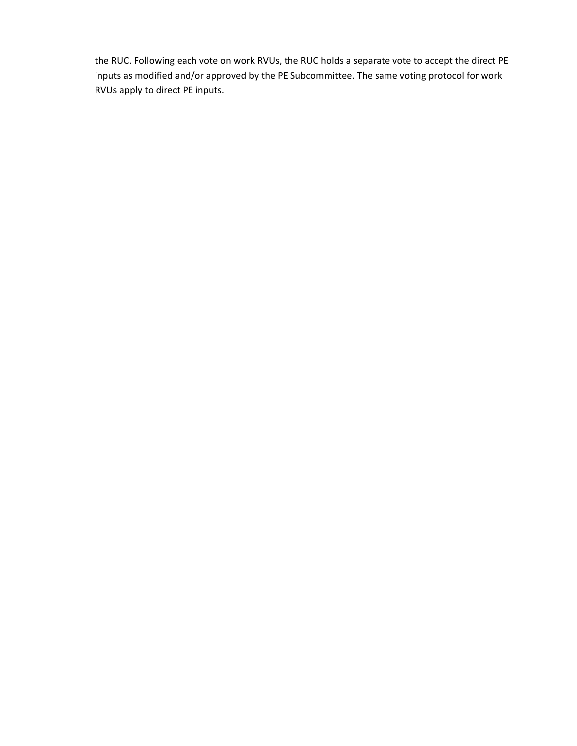the RUC. Following each vote on work RVUs, the RUC holds a separate vote to accept the direct PE inputs as modified and/or approved by the PE Subcommittee. The same voting protocol for work RVUs apply to direct PE inputs.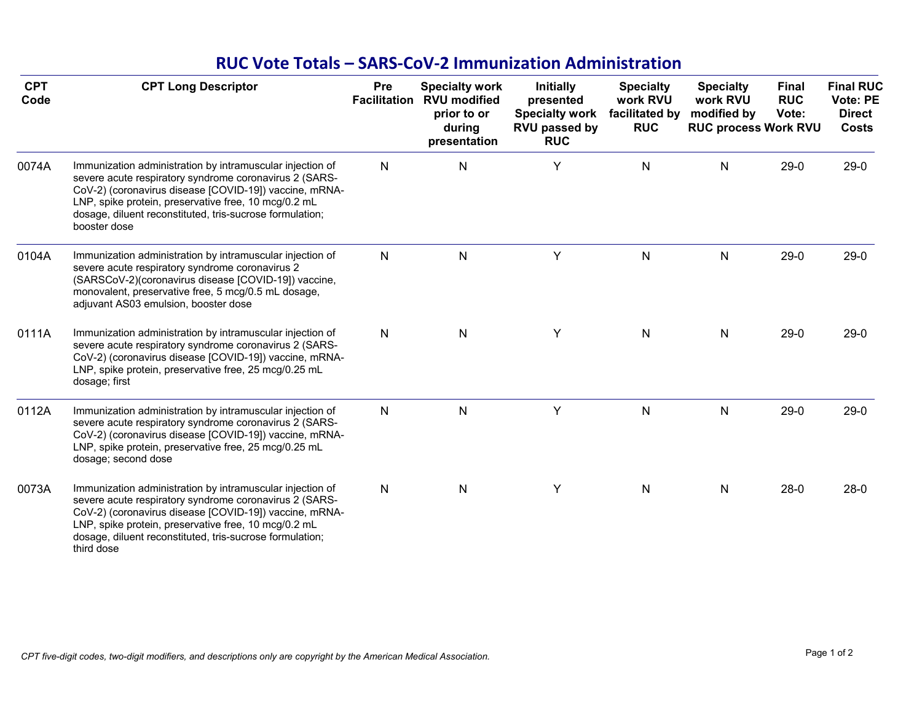# RUC Vote Totals – SARS-CoV-2 Immunization Administration

| CPT Code | CPT Long Descriptor | Pre Facilitation | Specialty work RVU modified prior to or during presentation | Initially presented Specialty work RVU passed by RUC | Specialty work RVU facilitated by RUC | Specialty work RVU modified by RUC process | Final RUC Vote: Work RVU | Final RUC Vote: PE Direct Costs |
|---|---|---|---|---|---|---|---|---|
| 0074A | Immunization administration by intramuscular injection of severe acute respiratory syndrome coronavirus 2 (SARS-CoV-2) (coronavirus disease [COVID-19]) vaccine, mRNA-LNP, spike protein, preservative free, 10 mcg/0.2 mL dosage, diluent reconstituted, tris-sucrose formulation; booster dose | N | N | Y | N | N | 29-0 | 29-0 |
| 0104A | Immunization administration by intramuscular injection of severe acute respiratory syndrome coronavirus 2 (SARSCoV-2)(coronavirus disease [COVID-19]) vaccine, monovalent, preservative free, 5 mcg/0.5 mL dosage, adjuvant AS03 emulsion, booster dose | N | N | Y | N | N | 29-0 | 29-0 |
| 0111A | Immunization administration by intramuscular injection of severe acute respiratory syndrome coronavirus 2 (SARS-CoV-2) (coronavirus disease [COVID-19]) vaccine, mRNA-LNP, spike protein, preservative free, 25 mcg/0.25 mL dosage; first | N | N | Y | N | N | 29-0 | 29-0 |
| 0112A | Immunization administration by intramuscular injection of severe acute respiratory syndrome coronavirus 2 (SARS-CoV-2) (coronavirus disease [COVID-19]) vaccine, mRNA-LNP, spike protein, preservative free, 25 mcg/0.25 mL dosage; second dose | N | N | Y | N | N | 29-0 | 29-0 |
| 0073A | Immunization administration by intramuscular injection of severe acute respiratory syndrome coronavirus 2 (SARS-CoV-2) (coronavirus disease [COVID-19]) vaccine, mRNA-LNP, spike protein, preservative free, 10 mcg/0.2 mL dosage, diluent reconstituted, tris-sucrose formulation; third dose | N | N | Y | N | N | 28-0 | 28-0 |

*CPT five-digit codes, two-digit modifiers, and descriptions only are copyright by the American Medical Association.*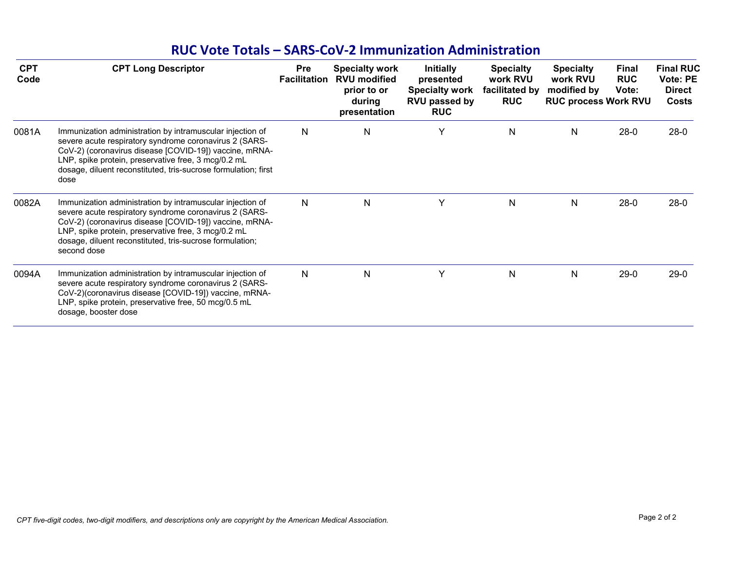# RUC Vote Totals – SARS-CoV-2 Immunization Administration

| CPT Code | CPT Long Descriptor | Pre Facilitation | Specialty work RVU modified prior to or during presentation | Initially presented Specialty work RVU passed by RUC | Specialty work RVU facilitated by RUC | Specialty work RVU modified by RUC process | Final RUC Vote: Work RVU | Final RUC Vote: PE Direct Costs |
|---|---|---|---|---|---|---|---|---|
| 0081A | Immunization administration by intramuscular injection of severe acute respiratory syndrome coronavirus 2 (SARS-CoV-2) (coronavirus disease [COVID-19]) vaccine, mRNA-LNP, spike protein, preservative free, 3 mcg/0.2 mL dosage, diluent reconstituted, tris-sucrose formulation; first dose | N | N | Y | N | N | 28-0 | 28-0 |
| 0082A | Immunization administration by intramuscular injection of severe acute respiratory syndrome coronavirus 2 (SARS-CoV-2) (coronavirus disease [COVID-19]) vaccine, mRNA-LNP, spike protein, preservative free, 3 mcg/0.2 mL dosage, diluent reconstituted, tris-sucrose formulation; second dose | N | N | Y | N | N | 28-0 | 28-0 |
| 0094A | Immunization administration by intramuscular injection of severe acute respiratory syndrome coronavirus 2 (SARS-CoV-2)(coronavirus disease [COVID-19]) vaccine, mRNA-LNP, spike protein, preservative free, 50 mcg/0.5 mL dosage, booster dose | N | N | Y | N | N | 29-0 | 29-0 |

*CPT five-digit codes, two-digit modifiers, and descriptions only are copyright by the American Medical Association.*